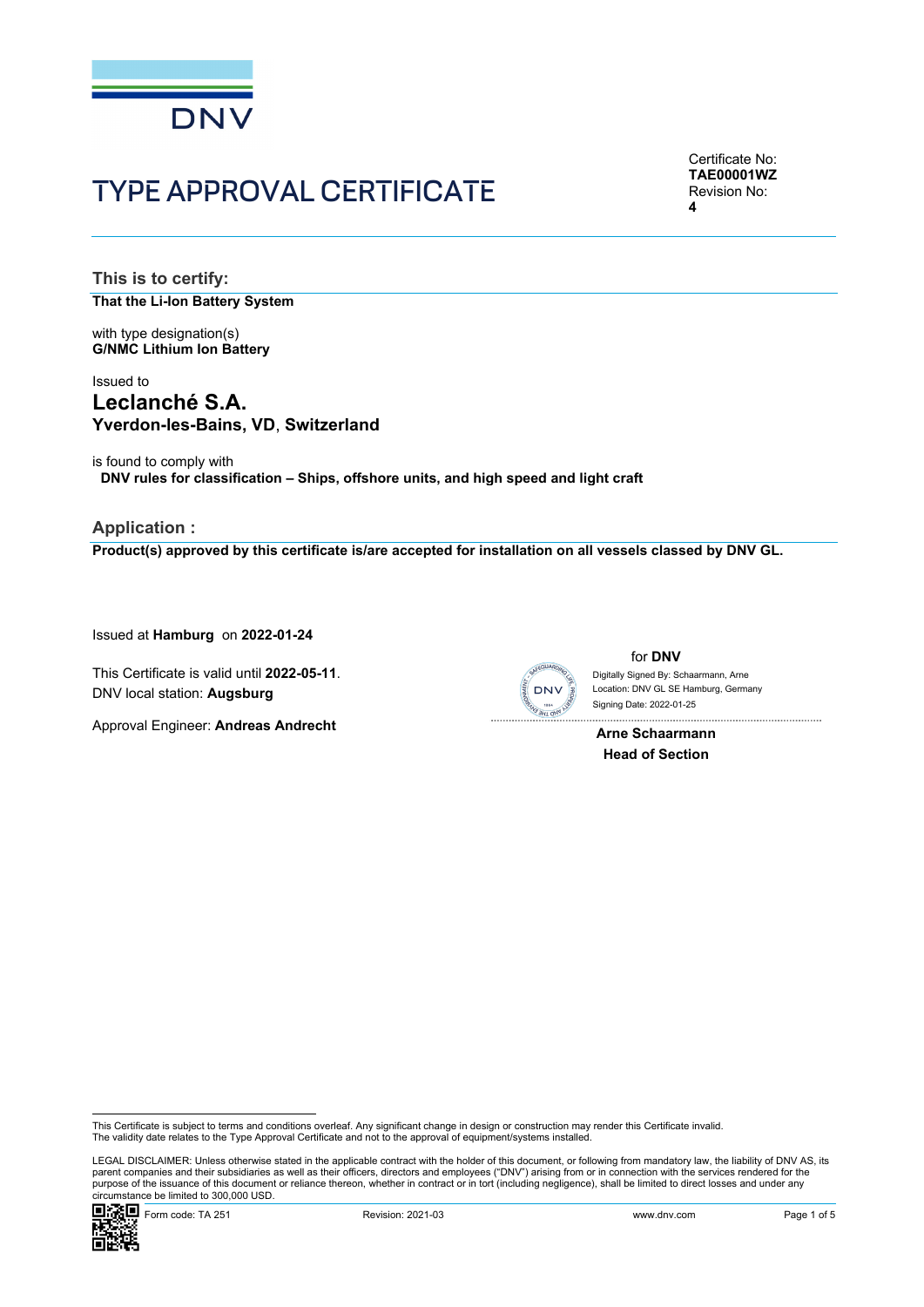DNV

# TYPE APPROVAL CERTIFICATE

Certificate No:
**TAE00001WZ**
Revision No:
**4**

## This is to certify:

**That the Li-Ion Battery System**

with type designation(s)
**G/NMC Lithium Ion Battery**

Issued to
**Leclanché S.A.**
**Yverdon-les-Bains, VD**, **Switzerland**

is found to comply with
**DNV rules for classification – Ships, offshore units, and high speed and light craft**

## Application :

**Product(s) approved by this certificate is/are accepted for installation on all vessels classed by DNV GL.**

Issued at **Hamburg** on **2022-01-24**

This Certificate is valid until **2022-05-11**.
DNV local station: **Augsburg**

Approval Engineer: **Andreas Andrecht**

for **DNV**

Digitally Signed By: Schaarmann, Arne
Location: DNV GL SE Hamburg, Germany
Signing Date: 2022-01-25

**Arne Schaarmann**
**Head of Section**

This Certificate is subject to terms and conditions overleaf. Any significant change in design or construction may render this Certificate invalid.
The validity date relates to the Type Approval Certificate and not to the approval of equipment/systems installed.

LEGAL DISCLAIMER: Unless otherwise stated in the applicable contract with the holder of this document, or following from mandatory law, the liability of DNV AS, its parent companies and their subsidiaries as well as their officers, directors and employees ("DNV") arising from or in connection with the services rendered for the purpose of the issuance of this document or reliance thereon, whether in contract or in tort (including negligence), shall be limited to direct losses and under any circumstance be limited to 300,000 USD.

Form code: TA 251 Revision: 2021-03 www.dnv.com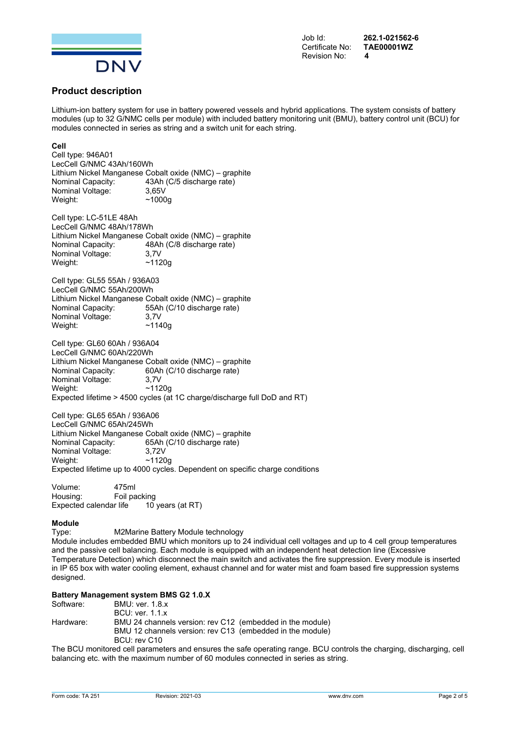Job Id: **262.1-021562-6**
Certificate No: **TAE00001WZ**
Revision No: **4**

## Product description

Lithium-ion battery system for use in battery powered vessels and hybrid applications. The system consists of battery modules (up to 32 G/NMC cells per module) with included battery monitoring unit (BMU), battery control unit (BCU) for modules connected in series as string and a switch unit for each string.

**Cell**

Cell type: 946A01
LecCell G/NMC 43Ah/160Wh
Lithium Nickel Manganese Cobalt oxide (NMC) – graphite
Nominal Capacity: 43Ah (C/5 discharge rate)
Nominal Voltage: 3,65V
Weight: ~1000g

Cell type: LC-51LE 48Ah
LecCell G/NMC 48Ah/178Wh
Lithium Nickel Manganese Cobalt oxide (NMC) – graphite
Nominal Capacity: 48Ah (C/8 discharge rate)
Nominal Voltage: 3,7V
Weight: ~1120g

Cell type: GL55 55Ah / 936A03
LecCell G/NMC 55Ah/200Wh
Lithium Nickel Manganese Cobalt oxide (NMC) – graphite
Nominal Capacity: 55Ah (C/10 discharge rate)
Nominal Voltage: 3,7V
Weight: ~1140g

Cell type: GL60 60Ah / 936A04
LecCell G/NMC 60Ah/220Wh
Lithium Nickel Manganese Cobalt oxide (NMC) – graphite
Nominal Capacity: 60Ah (C/10 discharge rate)
Nominal Voltage: 3,7V
Weight: ~1120g
Expected lifetime > 4500 cycles (at 1C charge/discharge full DoD and RT)

Cell type: GL65 65Ah / 936A06
LecCell G/NMC 65Ah/245Wh
Lithium Nickel Manganese Cobalt oxide (NMC) – graphite
Nominal Capacity: 65Ah (C/10 discharge rate)
Nominal Voltage: 3,72V
Weight: ~1120g
Expected lifetime up to 4000 cycles. Dependent on specific charge conditions

Volume: 475ml
Housing: Foil packing
Expected calendar life 10 years (at RT)

**Module**

Type: M2Marine Battery Module technology
Module includes embedded BMU which monitors up to 24 individual cell voltages and up to 4 cell group temperatures and the passive cell balancing. Each module is equipped with an independent heat detection line (Excessive Temperature Detection) which disconnect the main switch and activates the fire suppression. Every module is inserted in IP 65 box with water cooling element, exhaust channel and for water mist and foam based fire suppression systems designed.

**Battery Management system BMS G2 1.0.X**

Software: BMU: ver. 1.8.x
BCU: ver. 1.1.x
Hardware: BMU 24 channels version: rev C12 (embedded in the module)
BMU 12 channels version: rev C13 (embedded in the module)
BCU: rev C10

The BCU monitored cell parameters and ensures the safe operating range. BCU controls the charging, discharging, cell balancing etc. with the maximum number of 60 modules connected in series as string.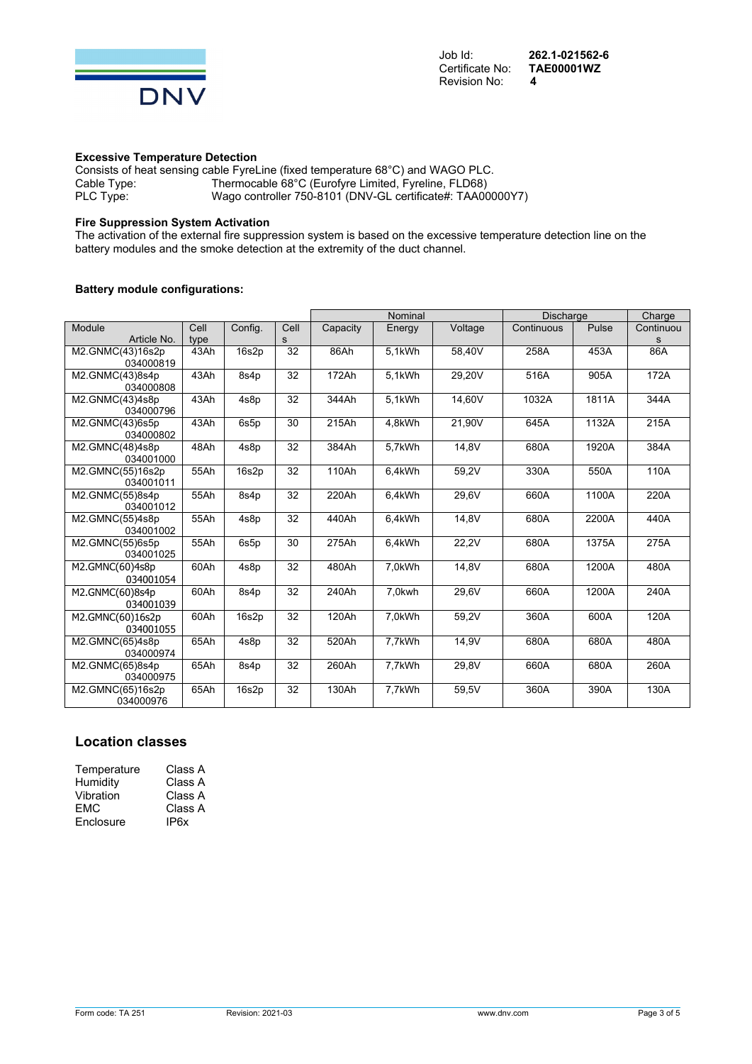Job Id: **262.1-021562-6**
Certificate No: **TAE00001WZ**
Revision No: **4**

**Excessive Temperature Detection**

Consists of heat sensing cable FyreLine (fixed temperature 68°C) and WAGO PLC.

Cable Type: Thermocable 68°C (Eurofyre Limited, Fyreline, FLD68)
PLC Type: Wago controller 750-8101 (DNV-GL certificate#: TAA00000Y7)

**Fire Suppression System Activation**

The activation of the external fire suppression system is based on the excessive temperature detection line on the battery modules and the smoke detection at the extremity of the duct channel.

**Battery module configurations:**

| | | | | Nominal | | | Discharge | | Charge |
|---|---|---|---|---|---|---|---|---|---|
| Module Article No. | Cell type | Config. | Cells | Capacity | Energy | Voltage | Continuous | Pulse | Continuous |
| M2.GNMC(43)16s2p 034000819 | 43Ah | 16s2p | 32 | 86Ah | 5,1kWh | 58,40V | 258A | 453A | 86A |
| M2.GNMC(43)8s4p 034000808 | 43Ah | 8s4p | 32 | 172Ah | 5,1kWh | 29,20V | 516A | 905A | 172A |
| M2.GNMC(43)4s8p 034000796 | 43Ah | 4s8p | 32 | 344Ah | 5,1kWh | 14,60V | 1032A | 1811A | 344A |
| M2.GNMC(43)6s5p 034000802 | 43Ah | 6s5p | 30 | 215Ah | 4,8kWh | 21,90V | 645A | 1132A | 215A |
| M2.GMNC(48)4s8p 034001000 | 48Ah | 4s8p | 32 | 384Ah | 5,7kWh | 14,8V | 680A | 1920A | 384A |
| M2.GMNC(55)16s2p 034001011 | 55Ah | 16s2p | 32 | 110Ah | 6,4kWh | 59,2V | 330A | 550A | 110A |
| M2.GMNC(55)8s4p 034001012 | 55Ah | 8s4p | 32 | 220Ah | 6,4kWh | 29,6V | 660A | 1100A | 220A |
| M2.GMNC(55)4s8p 034001002 | 55Ah | 4s8p | 32 | 440Ah | 6,4kWh | 14,8V | 680A | 2200A | 440A |
| M2.GMNC(55)6s5p 034001025 | 55Ah | 6s5p | 30 | 275Ah | 6,4kWh | 22,2V | 680A | 1375A | 275A |
| M2.GMNC(60)4s8p 034001054 | 60Ah | 4s8p | 32 | 480Ah | 7,0kWh | 14,8V | 680A | 1200A | 480A |
| M2.GNMC(60)8s4p 034001039 | 60Ah | 8s4p | 32 | 240Ah | 7,0kwh | 29,6V | 660A | 1200A | 240A |
| M2.GMNC(60)16s2p 034001055 | 60Ah | 16s2p | 32 | 120Ah | 7,0kWh | 59,2V | 360A | 600A | 120A |
| M2.GMNC(65)4s8p 034000974 | 65Ah | 4s8p | 32 | 520Ah | 7,7kWh | 14,9V | 680A | 680A | 480A |
| M2.GNMC(65)8s4p 034000975 | 65Ah | 8s4p | 32 | 260Ah | 7,7kWh | 29,8V | 660A | 680A | 260A |
| M2.GMNC(65)16s2p 034000976 | 65Ah | 16s2p | 32 | 130Ah | 7,7kWh | 59,5V | 360A | 390A | 130A |

## Location classes

| | |
|---|---|
| Temperature | Class A |
| Humidity | Class A |
| Vibration | Class A |
| EMC | Class A |
| Enclosure | IP6x |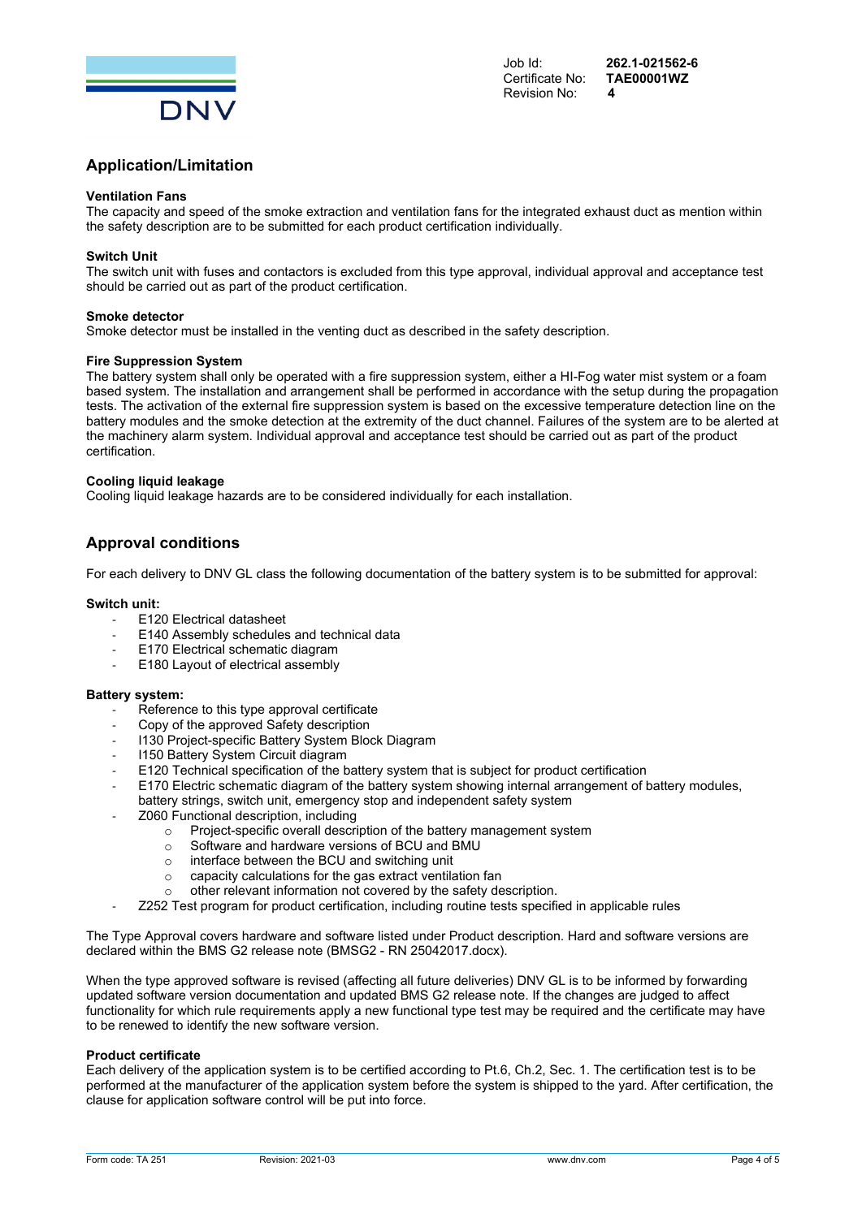## Application/Limitation

**Ventilation Fans**
The capacity and speed of the smoke extraction and ventilation fans for the integrated exhaust duct as mention within the safety description are to be submitted for each product certification individually.

**Switch Unit**
The switch unit with fuses and contactors is excluded from this type approval, individual approval and acceptance test should be carried out as part of the product certification.

**Smoke detector**
Smoke detector must be installed in the venting duct as described in the safety description.

**Fire Suppression System**
The battery system shall only be operated with a fire suppression system, either a HI-Fog water mist system or a foam based system. The installation and arrangement shall be performed in accordance with the setup during the propagation tests. The activation of the external fire suppression system is based on the excessive temperature detection line on the battery modules and the smoke detection at the extremity of the duct channel. Failures of the system are to be alerted at the machinery alarm system. Individual approval and acceptance test should be carried out as part of the product certification.

**Cooling liquid leakage**
Cooling liquid leakage hazards are to be considered individually for each installation.

## Approval conditions

For each delivery to DNV GL class the following documentation of the battery system is to be submitted for approval:

**Switch unit:**

- E120 Electrical datasheet
- E140 Assembly schedules and technical data
- E170 Electrical schematic diagram
- E180 Layout of electrical assembly

**Battery system:**

- Reference to this type approval certificate
- Copy of the approved Safety description
- I130 Project-specific Battery System Block Diagram
- I150 Battery System Circuit diagram
- E120 Technical specification of the battery system that is subject for product certification
- E170 Electric schematic diagram of the battery system showing internal arrangement of battery modules, battery strings, switch unit, emergency stop and independent safety system
- Z060 Functional description, including
  - Project-specific overall description of the battery management system
  - Software and hardware versions of BCU and BMU
  - interface between the BCU and switching unit
  - capacity calculations for the gas extract ventilation fan
  - other relevant information not covered by the safety description.
- Z252 Test program for product certification, including routine tests specified in applicable rules

The Type Approval covers hardware and software listed under Product description. Hard and software versions are declared within the BMS G2 release note (BMSG2 - RN 25042017.docx).

When the type approved software is revised (affecting all future deliveries) DNV GL is to be informed by forwarding updated software version documentation and updated BMS G2 release note. If the changes are judged to affect functionality for which rule requirements apply a new functional type test may be required and the certificate may have to be renewed to identify the new software version.

**Product certificate**
Each delivery of the application system is to be certified according to Pt.6, Ch.2, Sec. 1. The certification test is to be performed at the manufacturer of the application system before the system is shipped to the yard. After certification, the clause for application software control will be put into force.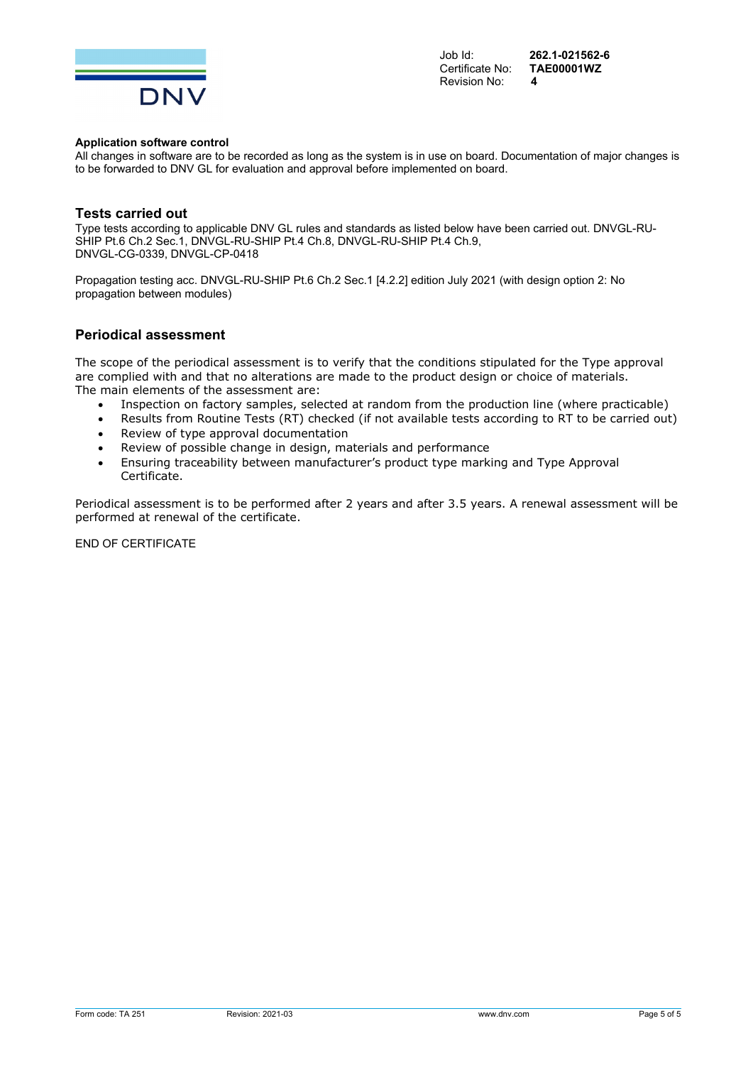**Application software control**

All changes in software are to be recorded as long as the system is in use on board. Documentation of major changes is to be forwarded to DNV GL for evaluation and approval before implemented on board.

## Tests carried out

Type tests according to applicable DNV GL rules and standards as listed below have been carried out. DNVGL-RU-SHIP Pt.6 Ch.2 Sec.1, DNVGL-RU-SHIP Pt.4 Ch.8, DNVGL-RU-SHIP Pt.4 Ch.9, DNVGL-CG-0339, DNVGL-CP-0418

Propagation testing acc. DNVGL-RU-SHIP Pt.6 Ch.2 Sec.1 [4.2.2] edition July 2021 (with design option 2: No propagation between modules)

## Periodical assessment

The scope of the periodical assessment is to verify that the conditions stipulated for the Type approval are complied with and that no alterations are made to the product design or choice of materials.
The main elements of the assessment are:

- Inspection on factory samples, selected at random from the production line (where practicable)
- Results from Routine Tests (RT) checked (if not available tests according to RT to be carried out)
- Review of type approval documentation
- Review of possible change in design, materials and performance
- Ensuring traceability between manufacturer's product type marking and Type Approval Certificate.

Periodical assessment is to be performed after 2 years and after 3.5 years. A renewal assessment will be performed at renewal of the certificate.

END OF CERTIFICATE